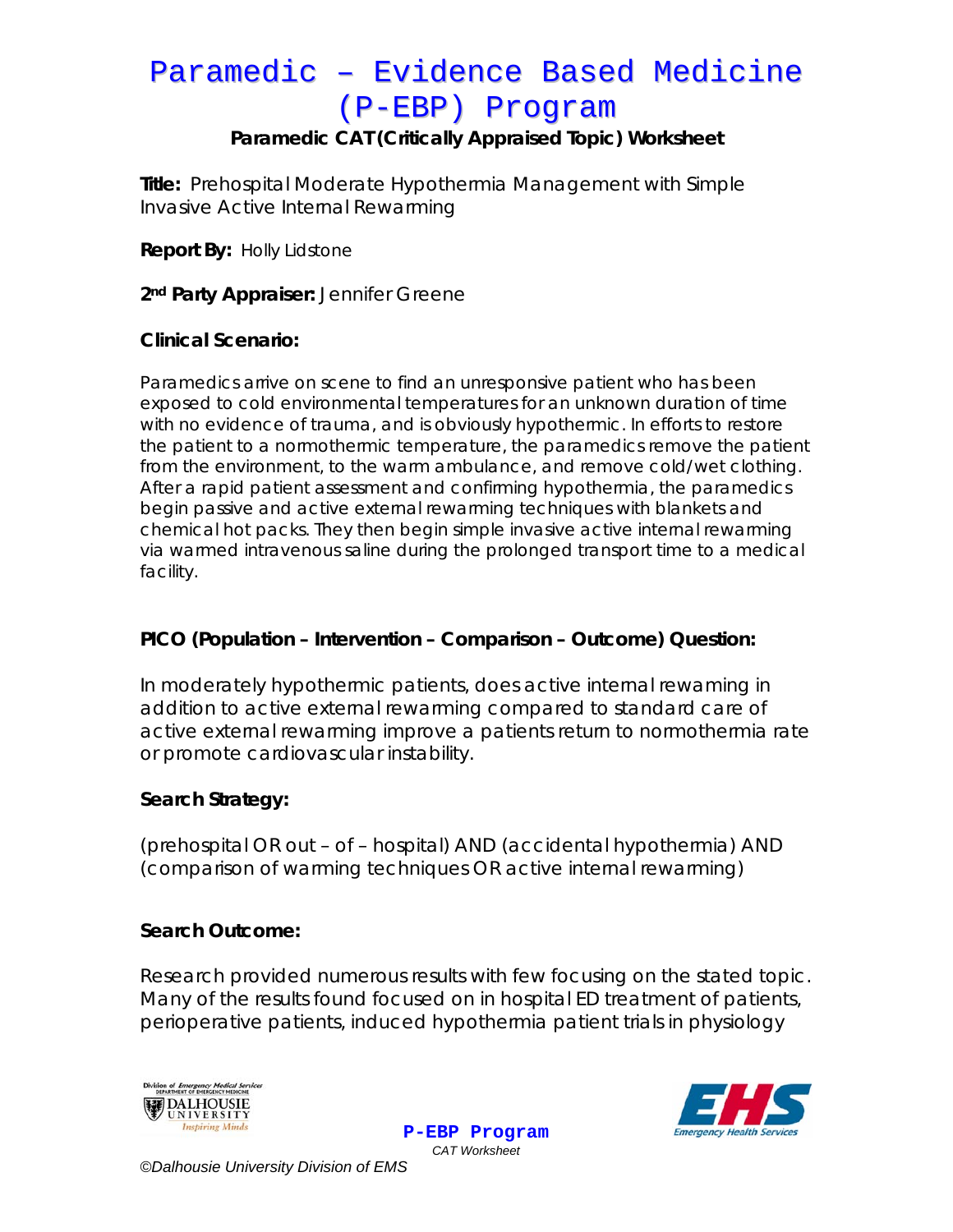# Paramedic – Evidence Based Medicine (P-EBP) Program

## Paramedic CAT (Critically Appraised Topic) Worksheet

**Title:** Prehospital Moderate Hypothermia Management with Simple Invasive Active Internal Rewarming

**Report By:** Holly Lidstone

**2nd Party Appraiser:** Jennifer Greene

**Clinical Scenario:**

Paramedics arrive on scene to find an unresponsive patient who has been exposed to cold environmental temperatures for an unknown duration of time with no evidence of trauma, and is obviously hypothermic. In efforts to restore the patient to a normothermic temperature, the paramedics remove the patient from the environment, to the warm ambulance, and remove cold/wet clothing. After a rapid patient assessment and confirming hypothermia, the paramedics begin passive and active external rewarming techniques with blankets and chemical hot packs. They then begin simple invasive active internal rewarming via warmed intravenous saline during the prolonged transport time to a medical facility.

**PICO (Population – Intervention – Comparison – Outcome) Question:**

In moderately hypothermic patients, does active internal rewaming in addition to active external rewarming compared to standard care of active external rewarming improve a patients return to normothermia rate or promote cardiovascular instability.

**Search Strategy:**

(prehospital OR out – of – hospital) AND (accidental hypothermia) AND (comparison of warming techniques OR active internal rewarming)

**Search Outcome:**

Research provided numerous results with few focusing on the stated topic. Many of the results found focused on in hospital ED treatment of patients, perioperative patients, induced hypothermia patient trials in physiology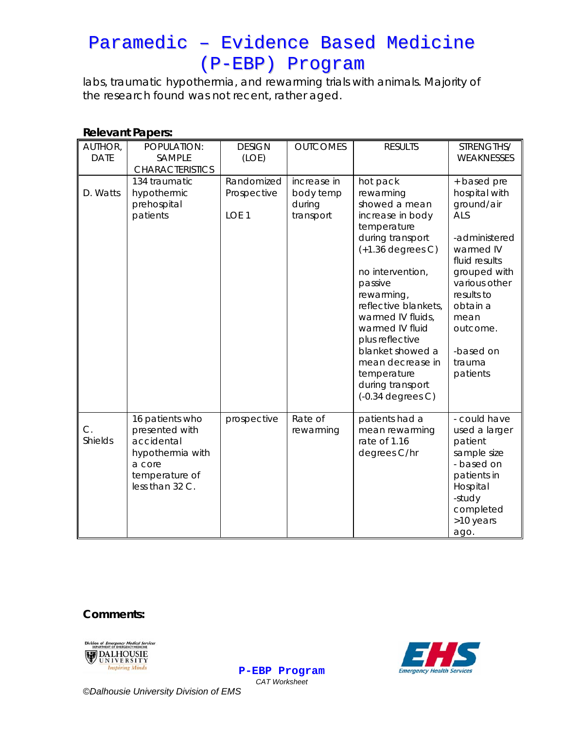labs, traumatic hypothermia, and rewarming trials with animals. Majority of the research found was not recent, rather aged.

**Relevant Papers:**

| AUTHOR, DATE | POPULATION: SAMPLE CHARACTERISTICS | DESIGN (LOE) | OUTCOMES | RESULTS | STRENGTHS/ WEAKNESSES |
|---|---|---|---|---|---|
| D. Watts | 134 traumatic hypothermic prehospital patients | Randomized Prospective LOE 1 | increase in body temp during transport | hot pack rewarming showed a mean increase in body temperature during transport (+1.36 degrees C)<br><br>no intervention, passive rewarming, reflective blankets, warmed IV fluids, warmed IV fluid plus reflective blanket showed a mean decrease in temperature during transport (-0.34 degrees C) | + based pre hospital with ground/air ALS<br><br>-administered warmed IV fluid results grouped with various other results to obtain a mean outcome.<br><br>-based on trauma patients |
| C. Shields | 16 patients who presented with accidental hypothermia with a core temperature of less than 32 C. | prospective | Rate of rewarming | patients had a mean rewarming rate of 1.16 degrees C/hr | - could have used a larger patient sample size<br>- based on patients in Hospital<br>-study completed >10 years ago. |

**Comments:**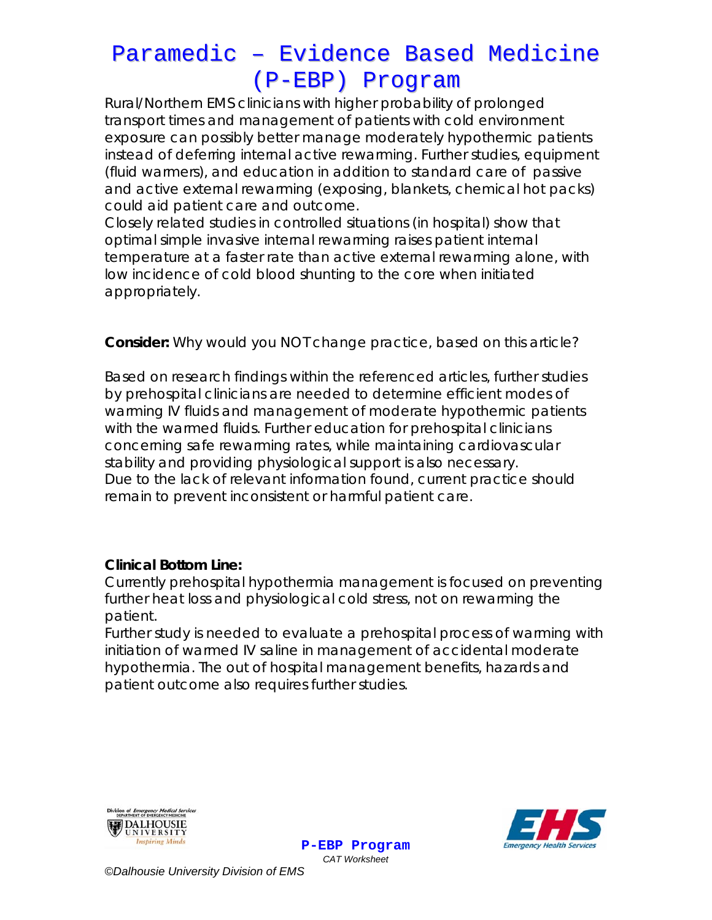Rural/Northern EMS clinicians with higher probability of prolonged transport times and management of patients with cold environment exposure can possibly better manage moderately hypothermic patients instead of deferring internal active rewarming. Further studies, equipment (fluid warmers), and education in addition to standard care of passive and active external rewarming (exposing, blankets, chemical hot packs) could aid patient care and outcome.

Closely related studies in controlled situations (in hospital) show that optimal simple invasive internal rewarming raises patient internal temperature at a faster rate than active external rewarming alone, with low incidence of cold blood shunting to the core when initiated appropriately.

**Consider:** Why would you NOT change practice, based on this article?

Based on research findings within the referenced articles, further studies by prehospital clinicians are needed to determine efficient modes of warming IV fluids and management of moderate hypothermic patients with the warmed fluids. Further education for prehospital clinicians concerning safe rewarming rates, while maintaining cardiovascular stability and providing physiological support is also necessary.

Due to the lack of relevant information found, current practice should remain to prevent inconsistent or harmful patient care.

**Clinical Bottom Line:**

Currently prehospital hypothermia management is focused on preventing further heat loss and physiological cold stress, not on rewarming the patient.

Further study is needed to evaluate a prehospital process of warming with initiation of warmed IV saline in management of accidental moderate hypothermia. The out of hospital management benefits, hazards and patient outcome also requires further studies.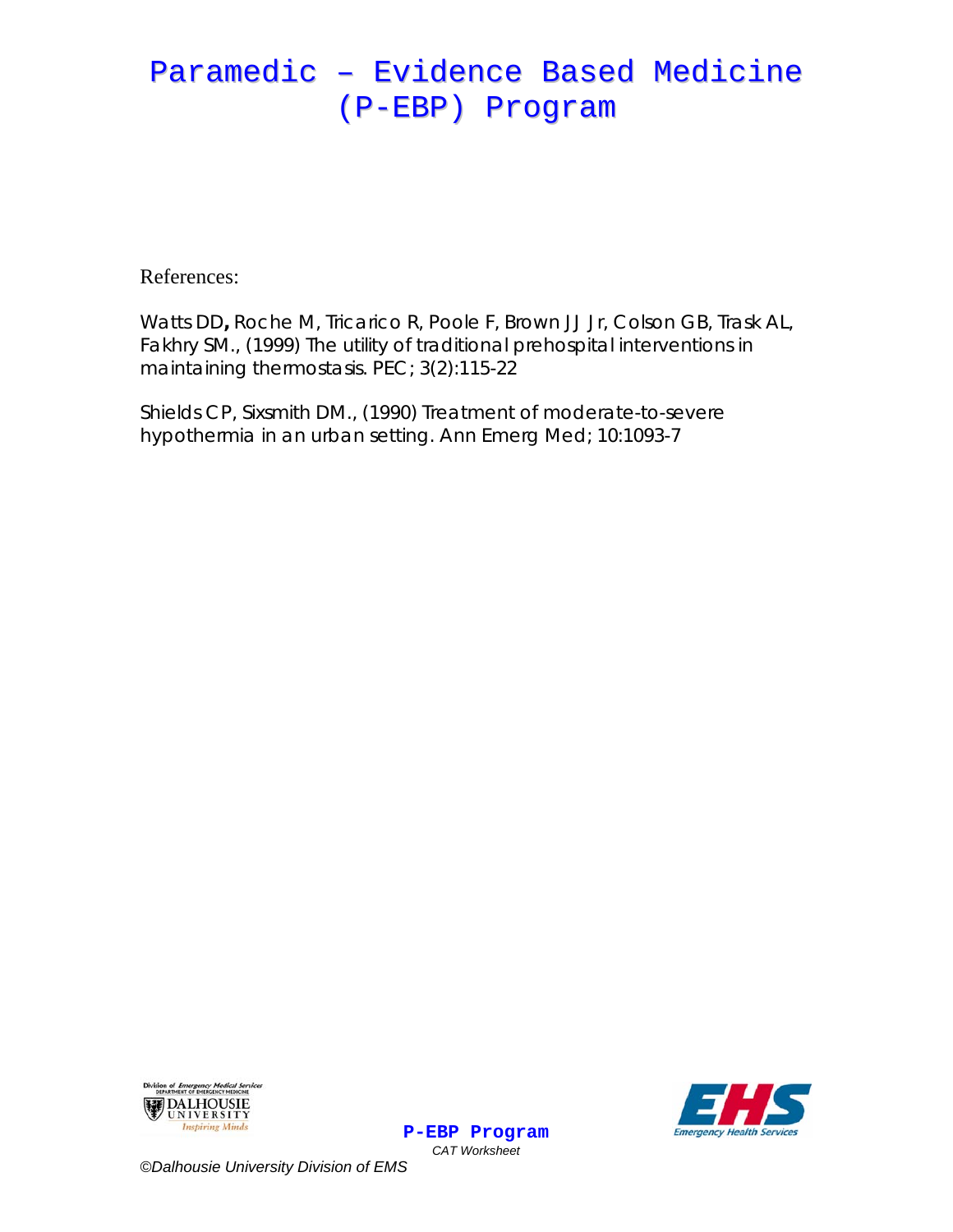# Paramedic – Evidence Based Medicine (P-EBP) Program

References:

Watts DD**,** Roche M, Tricarico R, Poole F, Brown JJ Jr, Colson GB, Trask AL, Fakhry SM., (1999) The utility of traditional prehospital interventions in maintaining thermostasis. PEC; 3(2):115-22

Shields CP, Sixsmith DM., (1990) Treatment of moderate-to-severe hypothermia in an urban setting. Ann Emerg Med; 10:1093-7